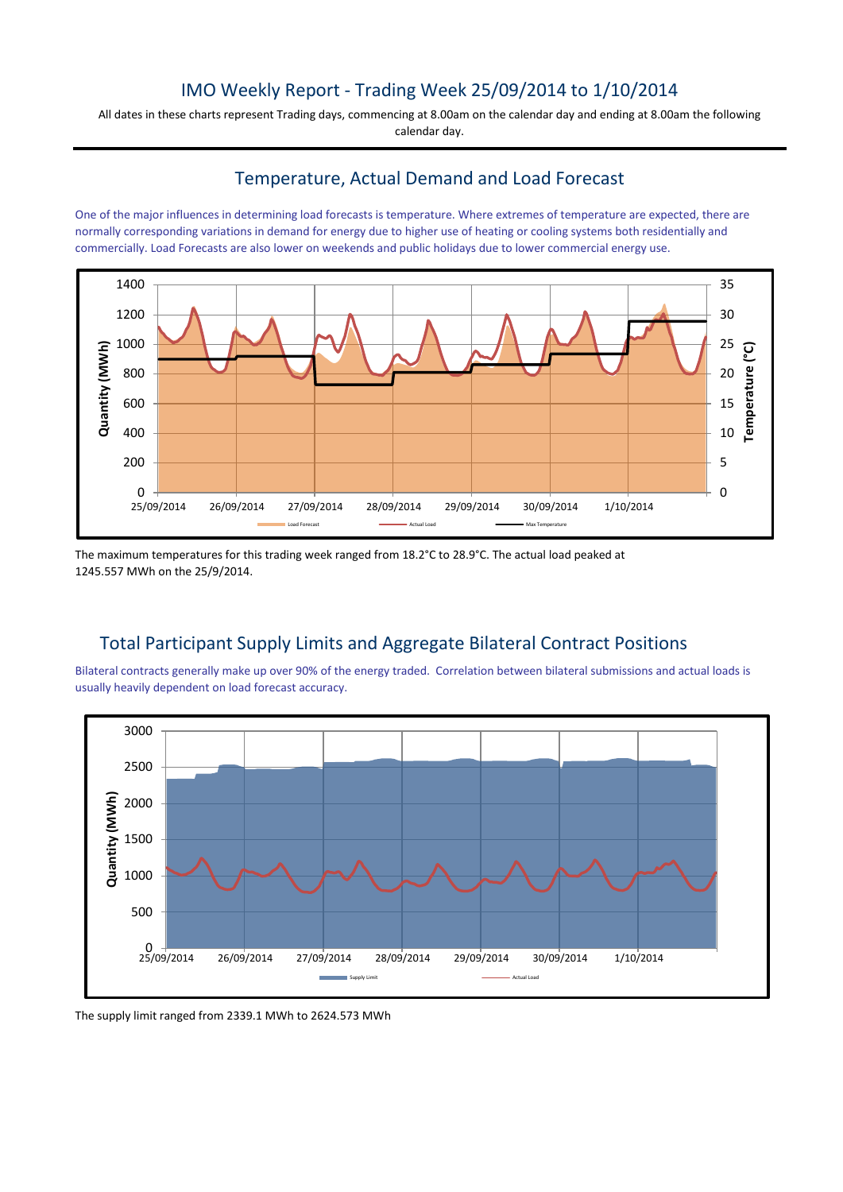# IMO Weekly Report - Trading Week 25/09/2014 to 1/10/2014

All dates in these charts represent Trading days, commencing at 8.00am on the calendar day and ending at 8.00am the following calendar day.

## Temperature, Actual Demand and Load Forecast

One of the major influences in determining load forecasts is temperature. Where extremes of temperature are expected, there are normally corresponding variations in demand for energy due to higher use of heating or cooling systems both residentially and commercially. Load Forecasts are also lower on weekends and public holidays due to lower commercial energy use.

The maximum temperatures for this trading week ranged from 18.2°C to 28.9°C. The actual load peaked at 1245.557 MWh on the 25/9/2014.

## Total Participant Supply Limits and Aggregate Bilateral Contract Positions

Bilateral contracts generally make up over 90% of the energy traded. Correlation between bilateral submissions and actual loads is usually heavily dependent on load forecast accuracy.

The supply limit ranged from 2339.1 MWh to 2624.573 MWh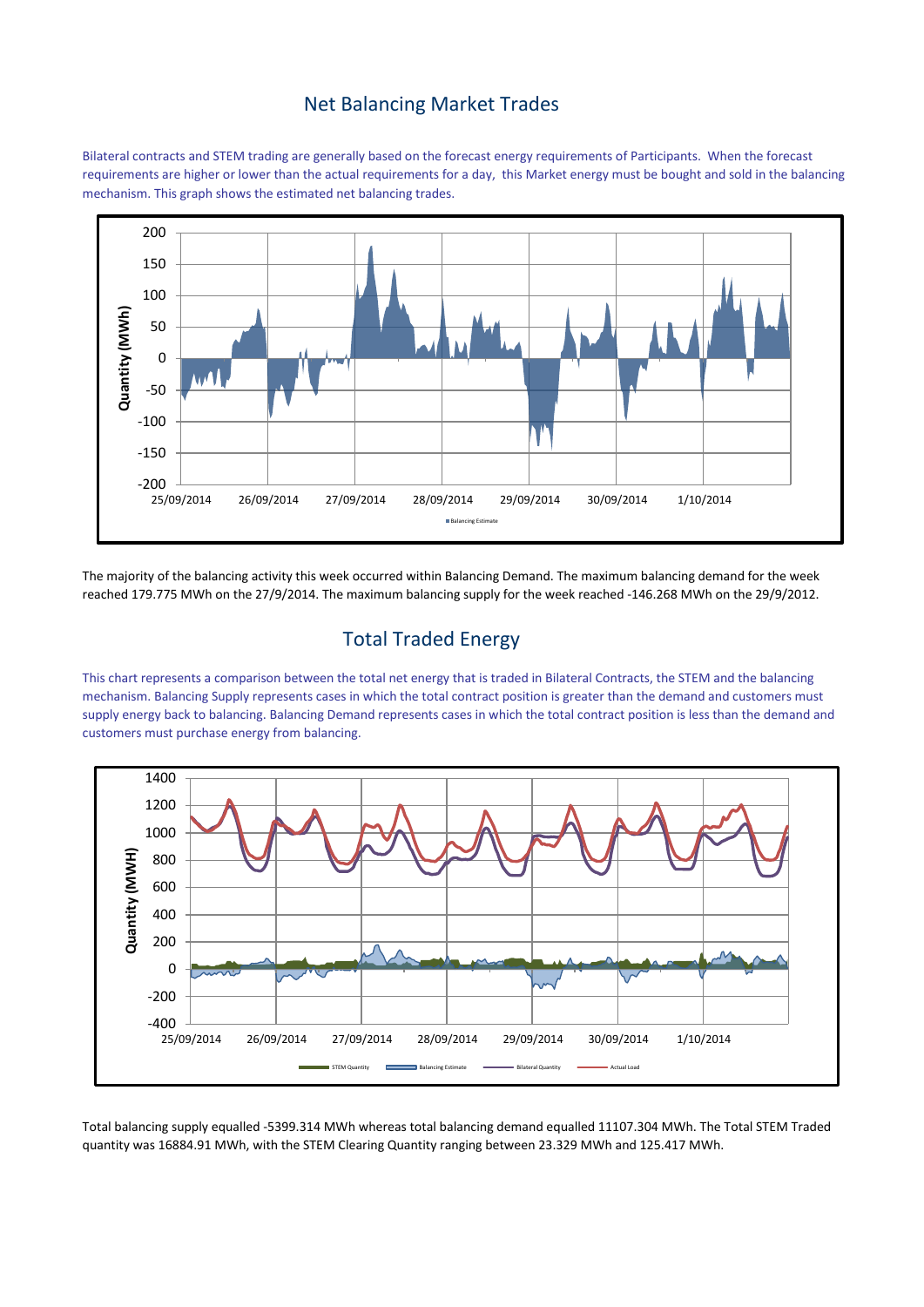# Net Balancing Market Trades

Bilateral contracts and STEM trading are generally based on the forecast energy requirements of Participants. When the forecast requirements are higher or lower than the actual requirements for a day, this Market energy must be bought and sold in the balancing mechanism. This graph shows the estimated net balancing trades.

The majority of the balancing activity this week occurred within Balancing Demand. The maximum balancing demand for the week reached 179.775 MWh on the 27/9/2014. The maximum balancing supply for the week reached -146.268 MWh on the 29/9/2012.

# Total Traded Energy

This chart represents a comparison between the total net energy that is traded in Bilateral Contracts, the STEM and the balancing mechanism. Balancing Supply represents cases in which the total contract position is greater than the demand and customers must supply energy back to balancing. Balancing Demand represents cases in which the total contract position is less than the demand and customers must purchase energy from balancing.

Total balancing supply equalled -5399.314 MWh whereas total balancing demand equalled 11107.304 MWh. The Total STEM Traded quantity was 16884.91 MWh, with the STEM Clearing Quantity ranging between 23.329 MWh and 125.417 MWh.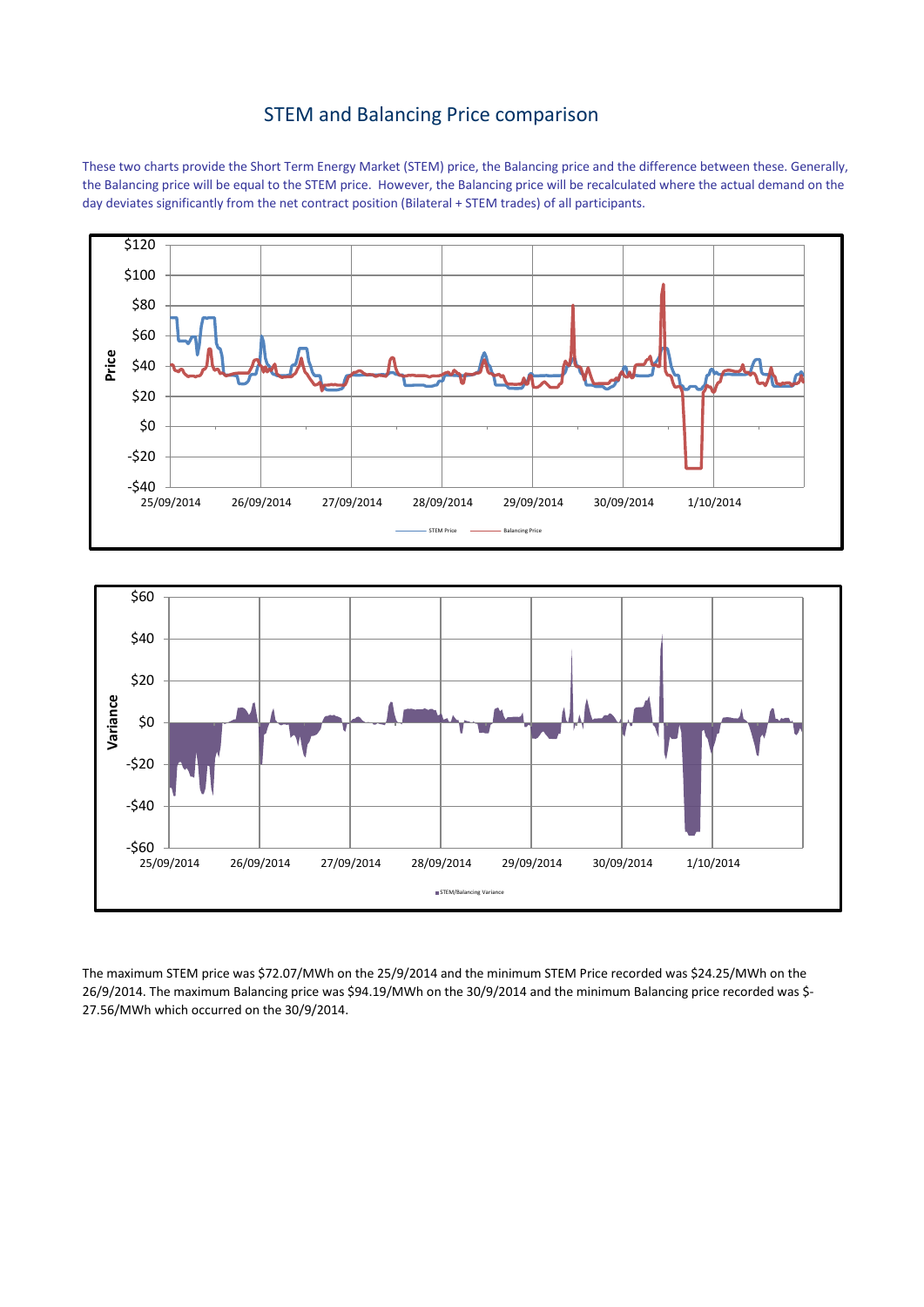# STEM and Balancing Price comparison

These two charts provide the Short Term Energy Market (STEM) price, the Balancing price and the difference between these. Generally, the Balancing price will be equal to the STEM price. However, the Balancing price will be recalculated where the actual demand on the day deviates significantly from the net contract position (Bilateral + STEM trades) of all participants.

Price
$120
$100
$80
$60
$40
$20
$0
-$20
-$40
25/09/2014
26/09/2014
27/09/2014
28/09/2014
29/09/2014
30/09/2014
1/10/2014
STEM Price
Balancing Price

Variance
$60
$40
$20
$0
-$20
-$40
-$60
25/09/2014
26/09/2014
27/09/2014
28/09/2014
29/09/2014
30/09/2014
1/10/2014
STEM/Balancing Variance

The maximum STEM price was $72.07/MWh on the 25/9/2014 and the minimum STEM Price recorded was $24.25/MWh on the 26/9/2014. The maximum Balancing price was $94.19/MWh on the 30/9/2014 and the minimum Balancing price recorded was $-27.56/MWh which occurred on the 30/9/2014.